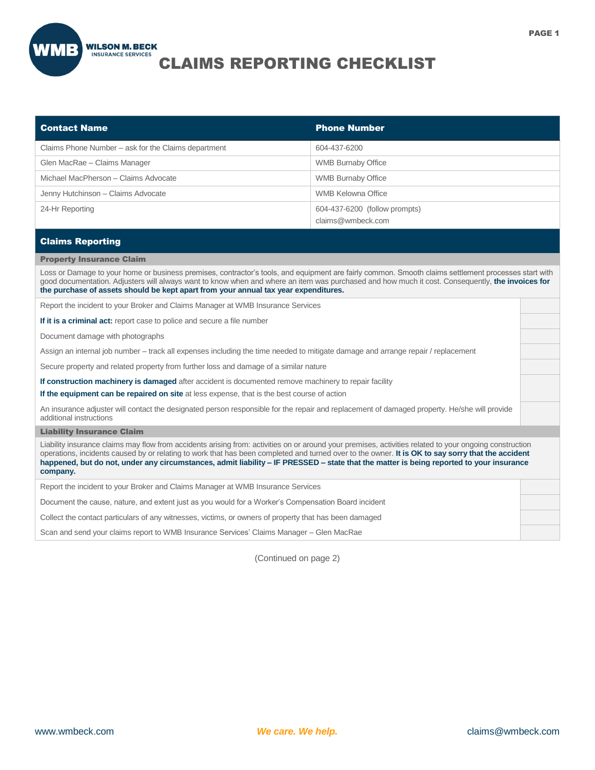# CLAIMS REPORTING CHECKLIST

| Contact Name | Phone Number |
| --- | --- |
| Claims Phone Number – ask for the Claims department | 604-437-6200 |
| Glen MacRae – Claims Manager | WMB Burnaby Office |
| Michael MacPherson – Claims Advocate | WMB Burnaby Office |
| Jenny Hutchinson – Claims Advocate | WMB Kelowna Office |
| 24-Hr Reporting | 604-437-6200 (follow prompts)<br>claims@wmbeck.com |

## Claims Reporting

### Property Insurance Claim

Loss or Damage to your home or business premises, contractor's tools, and equipment are fairly common. Smooth claims settlement processes start with good documentation. Adjusters will always want to know when and where an item was purchased and how much it cost. Consequently, **the invoices for the purchase of assets should be kept apart from your annual tax year expenditures.**

| Item | ☐ |
| --- | --- |
| Report the incident to your Broker and Claims Manager at WMB Insurance Services | |
| **If it is a criminal act:** report case to police and secure a file number | |
| Document damage with photographs | |
| Assign an internal job number – track all expenses including the time needed to mitigate damage and arrange repair / replacement | |
| Secure property and related property from further loss and damage of a similar nature | |
| **If construction machinery is damaged** after accident is documented remove machinery to repair facility<br>**If the equipment can be repaired on site** at less expense, that is the best course of action | |
| An insurance adjuster will contact the designated person responsible for the repair and replacement of damaged property. He/she will provide additional instructions | |

### Liability Insurance Claim

Liability insurance claims may flow from accidents arising from: activities on or around your premises, activities related to your ongoing construction operations, incidents caused by or relating to work that has been completed and turned over to the owner. **It is OK to say sorry that the accident happened, but do not, under any circumstances, admit liability – IF PRESSED – state that the matter is being reported to your insurance company.**

| Item | ☐ |
| --- | --- |
| Report the incident to your Broker and Claims Manager at WMB Insurance Services | |
| Document the cause, nature, and extent just as you would for a Worker's Compensation Board incident | |
| Collect the contact particulars of any witnesses, victims, or owners of property that has been damaged | |
| Scan and send your claims report to WMB Insurance Services' Claims Manager – Glen MacRae | |

(Continued on page 2)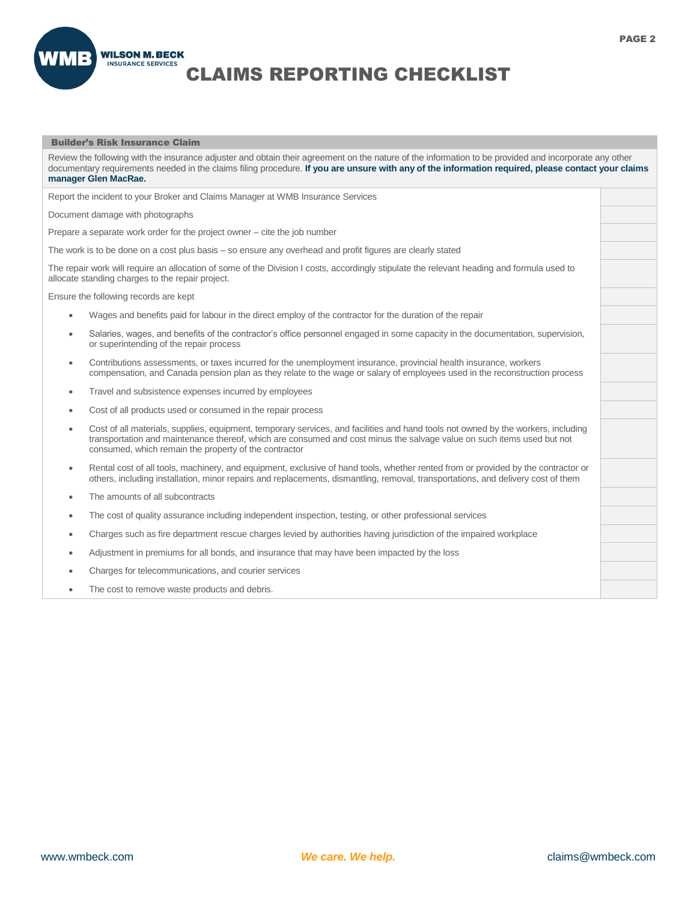# CLAIMS REPORTING CHECKLIST

| Builder's Risk Insurance Claim | |
|---|---|
| Review the following with the insurance adjuster and obtain their agreement on the nature of the information to be provided and incorporate any other documentary requirements needed in the claims filing procedure. **If you are unsure with any of the information required, please contact your claims manager Glen MacRae.** | |
| Report the incident to your Broker and Claims Manager at WMB Insurance Services | |
| Document damage with photographs | |
| Prepare a separate work order for the project owner – cite the job number | |
| The work is to be done on a cost plus basis – so ensure any overhead and profit figures are clearly stated | |
| The repair work will require an allocation of some of the Division I costs, accordingly stipulate the relevant heading and formula used to allocate standing charges to the repair project. | |
| Ensure the following records are kept | |
| • Wages and benefits paid for labour in the direct employ of the contractor for the duration of the repair | |
| • Salaries, wages, and benefits of the contractor's office personnel engaged in some capacity in the documentation, supervision, or superintending of the repair process | |
| • Contributions assessments, or taxes incurred for the unemployment insurance, provincial health insurance, workers compensation, and Canada pension plan as they relate to the wage or salary of employees used in the reconstruction process | |
| • Travel and subsistence expenses incurred by employees | |
| • Cost of all products used or consumed in the repair process | |
| • Cost of all materials, supplies, equipment, temporary services, and facilities and hand tools not owned by the workers, including transportation and maintenance thereof, which are consumed and cost minus the salvage value on such items used but not consumed, which remain the property of the contractor | |
| • Rental cost of all tools, machinery, and equipment, exclusive of hand tools, whether rented from or provided by the contractor or others, including installation, minor repairs and replacements, dismantling, removal, transportations, and delivery cost of them | |
| • The amounts of all subcontracts | |
| • The cost of quality assurance including independent inspection, testing, or other professional services | |
| • Charges such as fire department rescue charges levied by authorities having jurisdiction of the impaired workplace | |
| • Adjustment in premiums for all bonds, and insurance that may have been impacted by the loss | |
| • Charges for telecommunications, and courier services | |
| • The cost to remove waste products and debris. | |

www.wmbeck.com | *We care. We help.* | claims@wmbeck.com